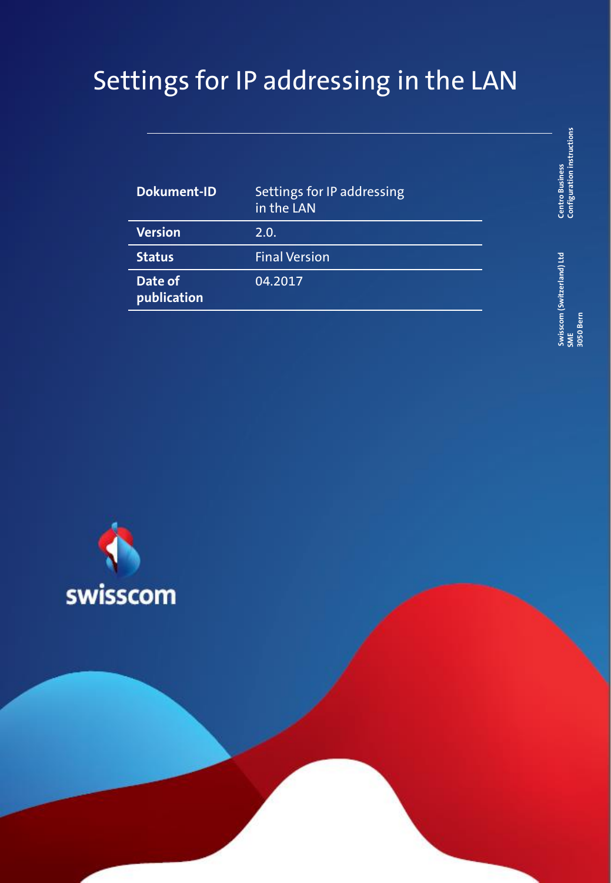# Settings for IP addressing in the LAN

| | |
|---|---|
| **Dokument-ID** | Settings for IP addressing in the LAN |
| **Version** | 2.0. |
| **Status** | Final Version |
| **Date of publication** | 04.2017 |

**Centro Business**
**Configuration instructions**

**Swisscom (Switzerland) Ltd**
**SME**
**3050 Bern**

swisscom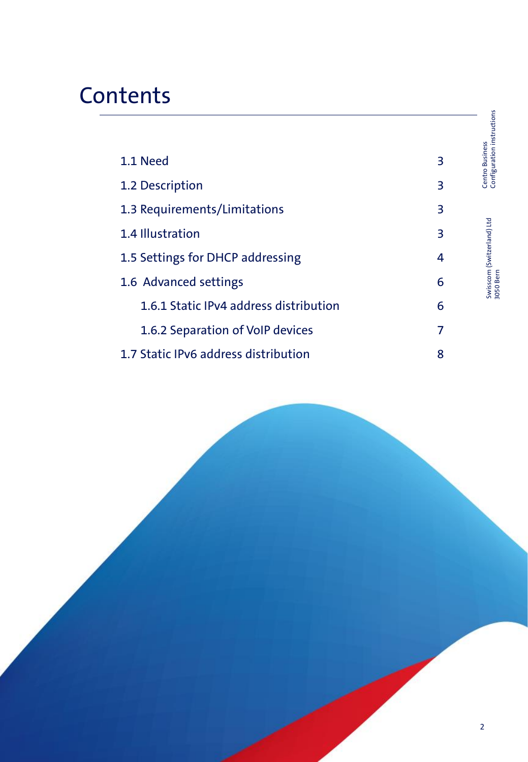# Contents

| | |
|---|---|
| 1.1 Need | 3 |
| 1.2 Description | 3 |
| 1.3 Requirements/Limitations | 3 |
| 1.4 Illustration | 3 |
| 1.5 Settings for DHCP addressing | 4 |
| 1.6 Advanced settings | 6 |
| 1.6.1 Static IPv4 address distribution | 6 |
| 1.6.2 Separation of VoIP devices | 7 |
| 1.7 Static IPv6 address distribution | 8 |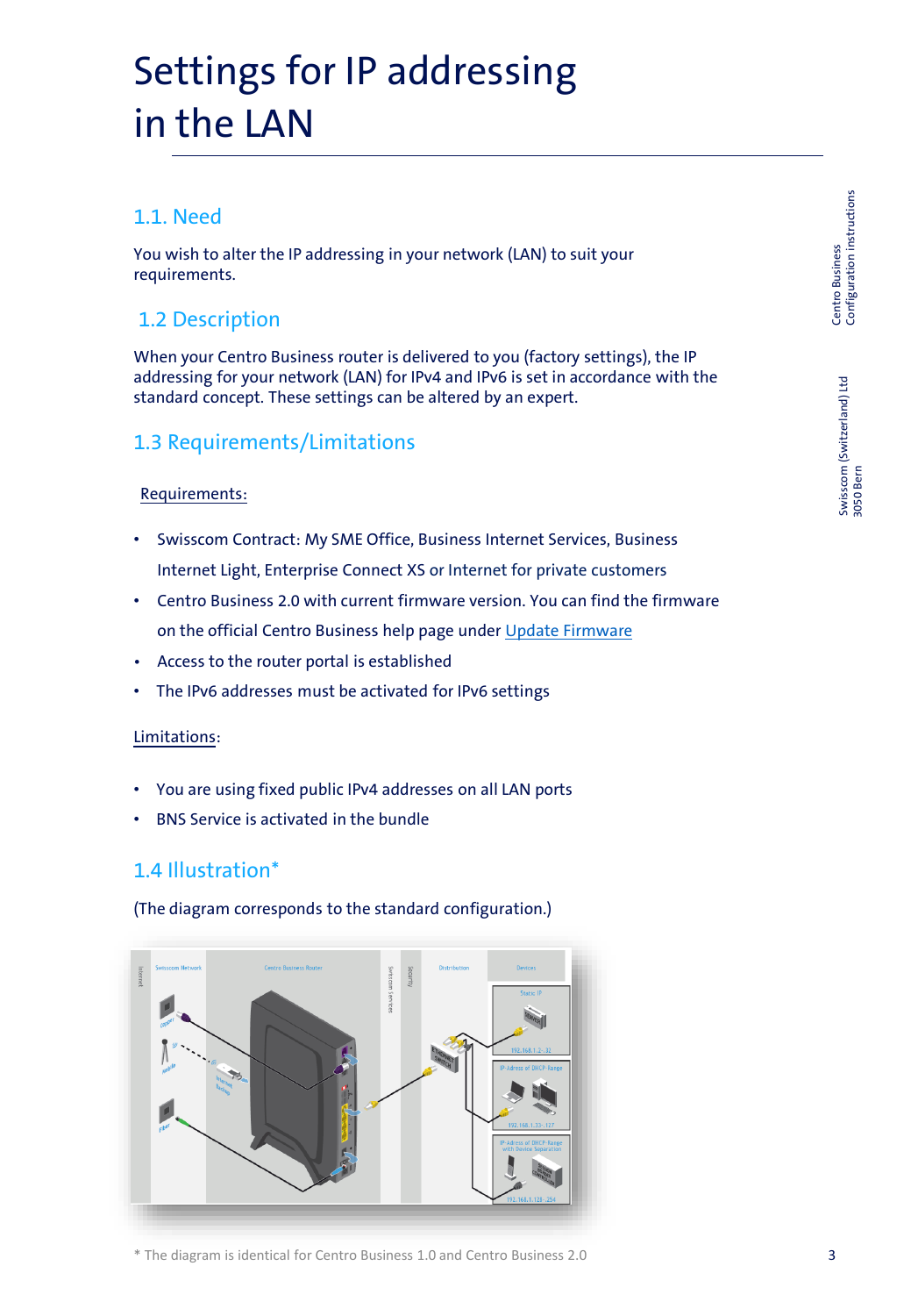# Settings for IP addressing in the LAN

## 1.1. Need

You wish to alter the IP addressing in your network (LAN) to suit your requirements.

## 1.2 Description

When your Centro Business router is delivered to you (factory settings), the IP addressing for your network (LAN) for IPv4 and IPv6 is set in accordance with the standard concept. These settings can be altered by an expert.

## 1.3 Requirements/Limitations

Requirements:

- Swisscom Contract: My SME Office, Business Internet Services, Business Internet Light, Enterprise Connect XS or Internet for private customers
- Centro Business 2.0 with current firmware version. You can find the firmware on the official Centro Business help page under Update Firmware
- Access to the router portal is established
- The IPv6 addresses must be activated for IPv6 settings

Limitations:

- You are using fixed public IPv4 addresses on all LAN ports
- BNS Service is activated in the bundle

## 1.4 Illustration*

(The diagram corresponds to the standard configuration.)

* The diagram is identical for Centro Business 1.0 and Centro Business 2.0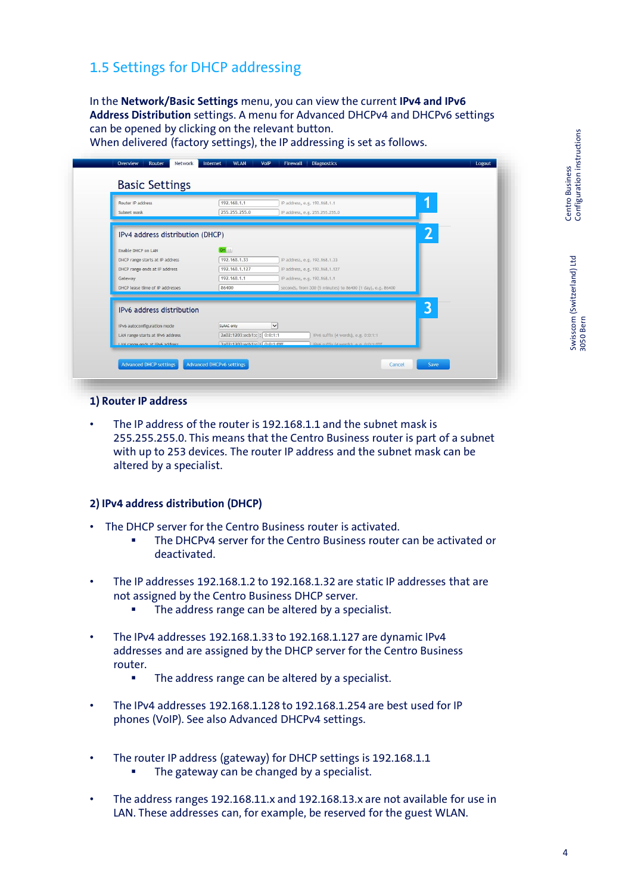## 1.5 Settings for DHCP addressing

In the **Network/Basic Settings** menu, you can view the current **IPv4 and IPv6 Address Distribution** settings. A menu for Advanced DHCPv4 and DHCPv6 settings can be opened by clicking on the relevant button.
When delivered (factory settings), the IP addressing is set as follows.

### 1) Router IP address

- The IP address of the router is 192.168.1.1 and the subnet mask is 255.255.255.0. This means that the Centro Business router is part of a subnet with up to 253 devices. The router IP address and the subnet mask can be altered by a specialist.

### 2) IPv4 address distribution (DHCP)

- The DHCP server for the Centro Business router is activated.
  - The DHCPv4 server for the Centro Business router can be activated or deactivated.
- The IP addresses 192.168.1.2 to 192.168.1.32 are static IP addresses that are not assigned by the Centro Business DHCP server.
  - The address range can be altered by a specialist.
- The IPv4 addresses 192.168.1.33 to 192.168.1.127 are dynamic IPv4 addresses and are assigned by the DHCP server for the Centro Business router.
  - The address range can be altered by a specialist.
- The IPv4 addresses 192.168.1.128 to 192.168.1.254 are best used for IP phones (VoIP). See also Advanced DHCPv4 settings.
- The router IP address (gateway) for DHCP settings is 192.168.1.1
  - The gateway can be changed by a specialist.
- The address ranges 192.168.11.x and 192.168.13.x are not available for use in LAN. These addresses can, for example, be reserved for the guest WLAN.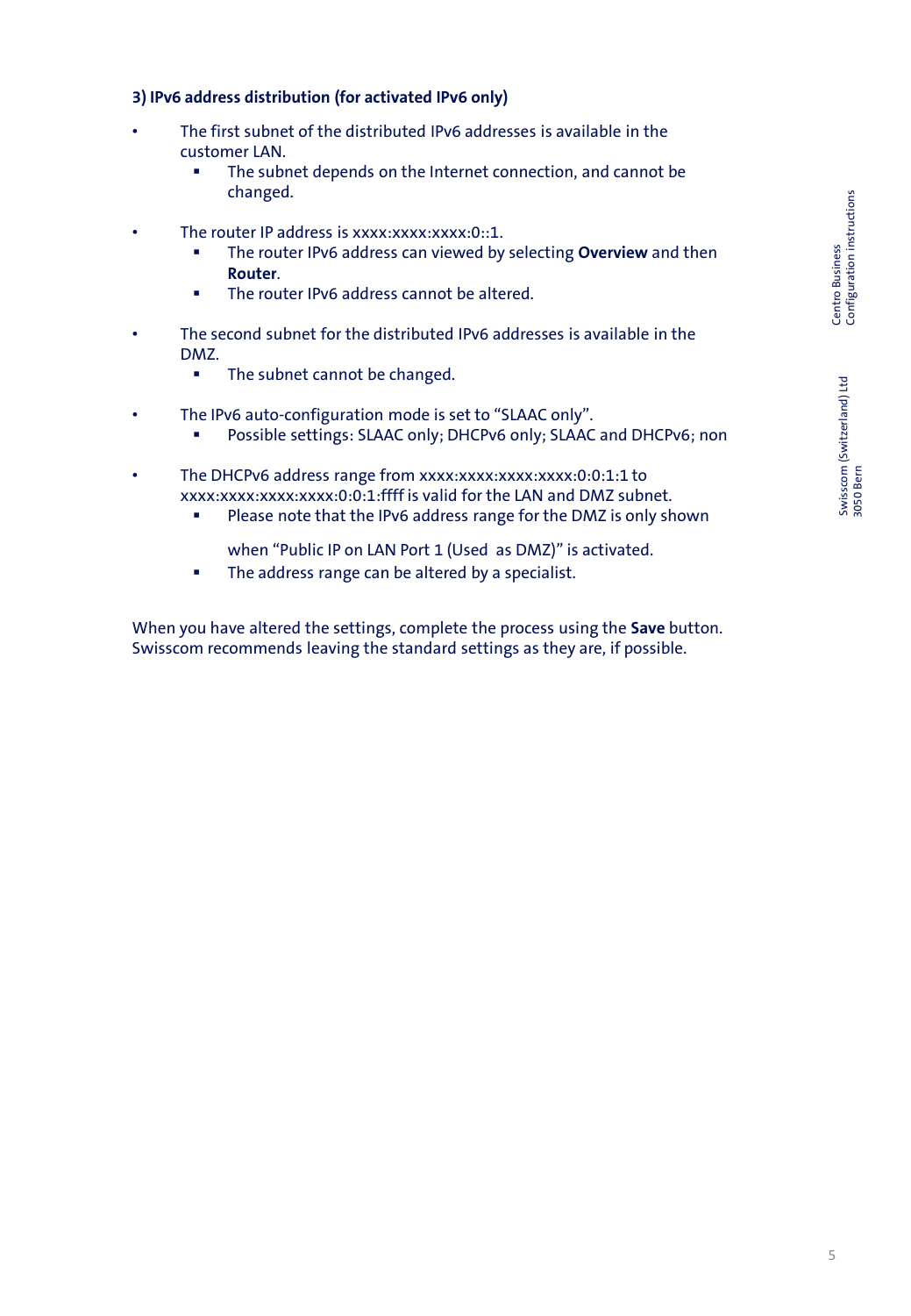### 3) IPv6 address distribution (for activated IPv6 only)

- The first subnet of the distributed IPv6 addresses is available in the customer LAN.
  - The subnet depends on the Internet connection, and cannot be changed.

- The router IP address is xxxx:xxxx:xxxx:0::1.
  - The router IPv6 address can viewed by selecting **Overview** and then **Router**.
  - The router IPv6 address cannot be altered.

- The second subnet for the distributed IPv6 addresses is available in the DMZ.
  - The subnet cannot be changed.

- The IPv6 auto-configuration mode is set to "SLAAC only".
  - Possible settings: SLAAC only; DHCPv6 only; SLAAC and DHCPv6; non

- The DHCPv6 address range from xxxx:xxxx:xxxx:xxxx:0:0:1:1 to xxxx:xxxx:xxxx:xxxx:0:0:1:ffff is valid for the LAN and DMZ subnet.
  - Please note that the IPv6 address range for the DMZ is only shown

    when "Public IP on LAN Port 1 (Used as DMZ)" is activated.
  - The address range can be altered by a specialist.

When you have altered the settings, complete the process using the **Save** button. Swisscom recommends leaving the standard settings as they are, if possible.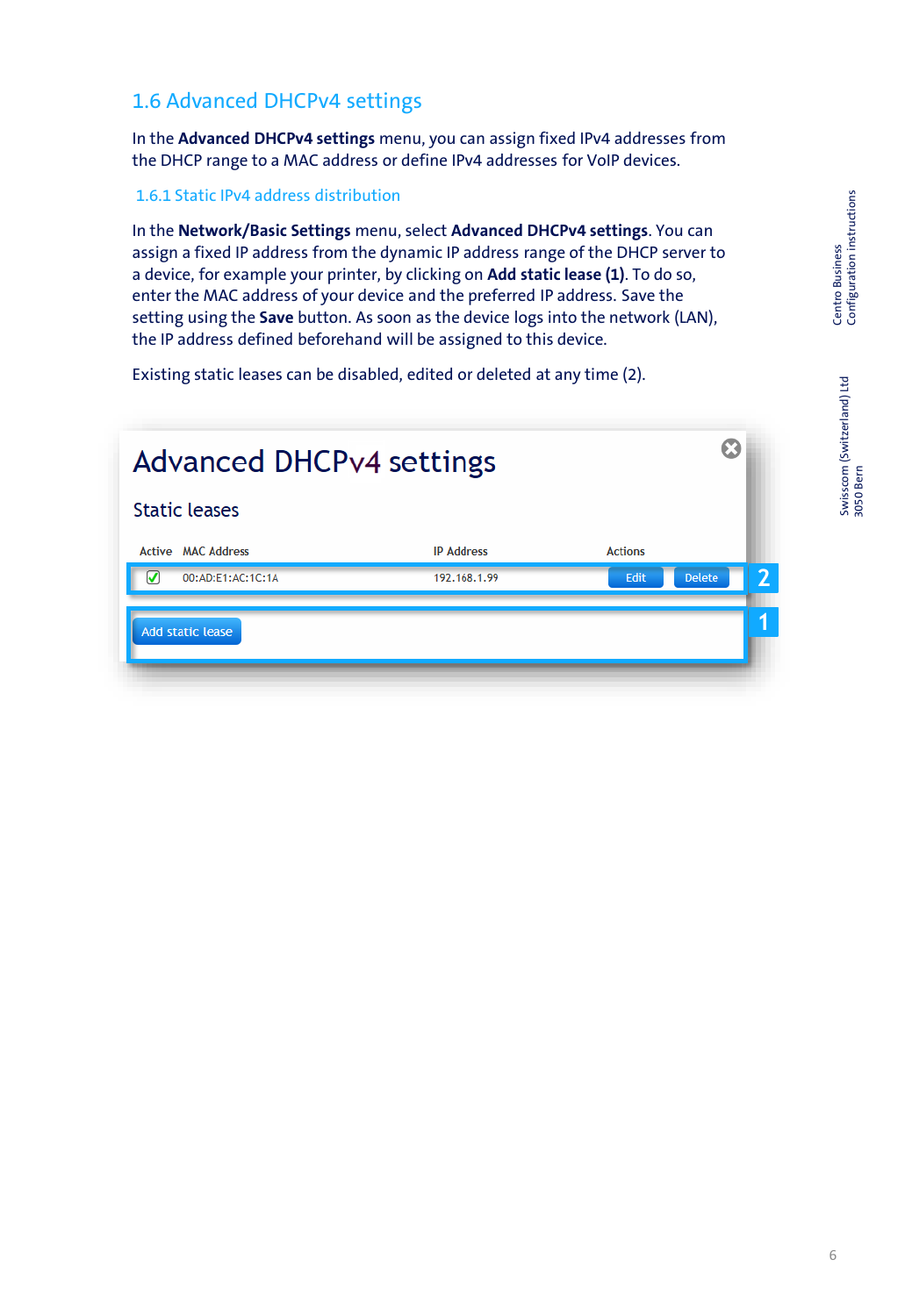## 1.6 Advanced DHCPv4 settings

In the **Advanced DHCPv4 settings** menu, you can assign fixed IPv4 addresses from the DHCP range to a MAC address or define IPv4 addresses for VoIP devices.

### 1.6.1 Static IPv4 address distribution

In the **Network/Basic Settings** menu, select **Advanced DHCPv4 settings**. You can assign a fixed IP address from the dynamic IP address range of the DHCP server to a device, for example your printer, by clicking on **Add static lease (1)**. To do so, enter the MAC address of your device and the preferred IP address. Save the setting using the **Save** button. As soon as the device logs into the network (LAN), the IP address defined beforehand will be assigned to this device.

Existing static leases can be disabled, edited or deleted at any time (2).

Advanced DHCPv4 settings

Static leases

| Active | MAC Address | IP Address | Actions |
|---|---|---|---|
| ✓ | 00:AD:E1:AC:1C:1A | 192.168.1.99 | Edit Delete |

Add static lease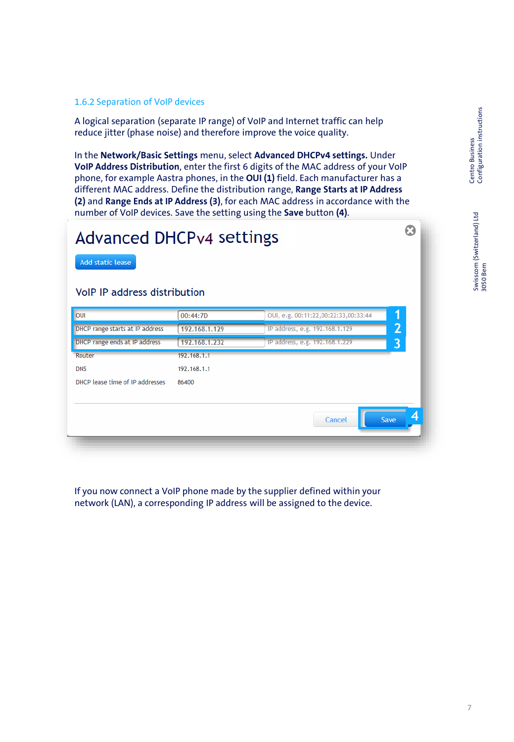### 1.6.2 Separation of VoIP devices

A logical separation (separate IP range) of VoIP and Internet traffic can help reduce jitter (phase noise) and therefore improve the voice quality.

In the **Network/Basic Settings** menu, select **Advanced DHCPv4 settings.** Under **VoIP Address Distribution**, enter the first 6 digits of the MAC address of your VoIP phone, for example Aastra phones, in the **OUI (1)** field. Each manufacturer has a different MAC address. Define the distribution range, **Range Starts at IP Address (2)** and **Range Ends at IP Address (3)**, for each MAC address in accordance with the number of VoIP devices. Save the setting using the **Save** button **(4)**.

**Advanced DHCPv4 settings**

Add static lease

**VoIP IP address distribution**

| | | | |
|---|---|---|---|
| OUI | 00:44:7D | OUI, e.g. 00:11:22,00:22:33,00:33:44 | 1 |
| DHCP range starts at IP address | 192.168.1.129 | IP address, e.g. 192.168.1.129 | 2 |
| DHCP range ends at IP address | 192.168.1.232 | IP address, e.g. 192.168.1.229 | 3 |
| Router | 192.168.1.1 | | |
| DNS | 192.168.1.1 | | |
| DHCP lease time of IP addresses | 86400 | | |

Cancel | Save (4)

If you now connect a VoIP phone made by the supplier defined within your network (LAN), a corresponding IP address will be assigned to the device.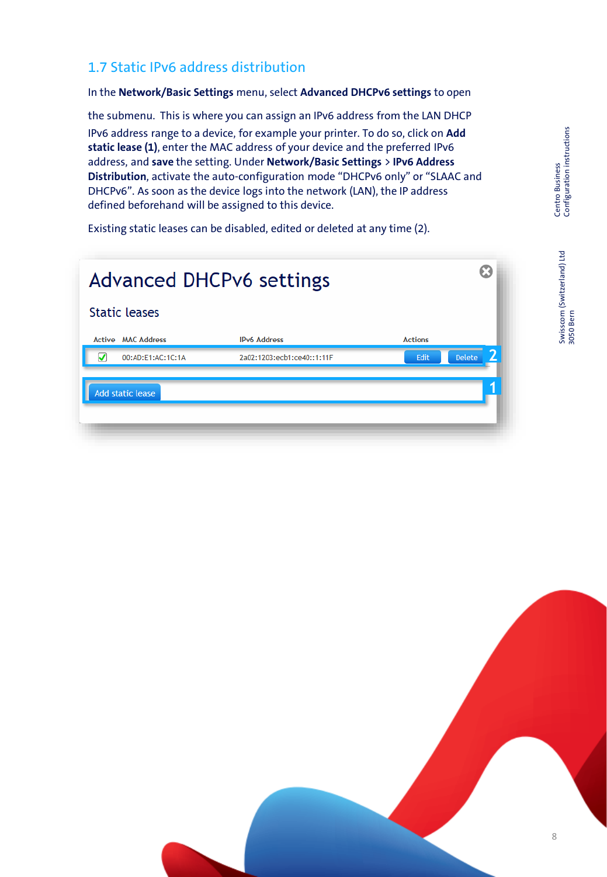## 1.7 Static IPv6 address distribution

In the **Network/Basic Settings** menu, select **Advanced DHCPv6 settings** to open the submenu. This is where you can assign an IPv6 address from the LAN DHCP IPv6 address range to a device, for example your printer. To do so, click on **Add static lease (1)**, enter the MAC address of your device and the preferred IPv6 address, and **save** the setting. Under **Network/Basic Settings** > **IPv6 Address Distribution**, activate the auto-configuration mode "DHCPv6 only" or "SLAAC and DHCPv6". As soon as the device logs into the network (LAN), the IP address defined beforehand will be assigned to this device.

Existing static leases can be disabled, edited or deleted at any time (2).

Advanced DHCPv6 settings

Static leases

| Active | MAC Address | IPv6 Address | Actions |
| --- | --- | --- | --- |
| ✓ | 00:AD:E1:AC:1C:1A | 2a02:1203:ecb1:ce40::1:11F | Edit Delete |

Add static lease